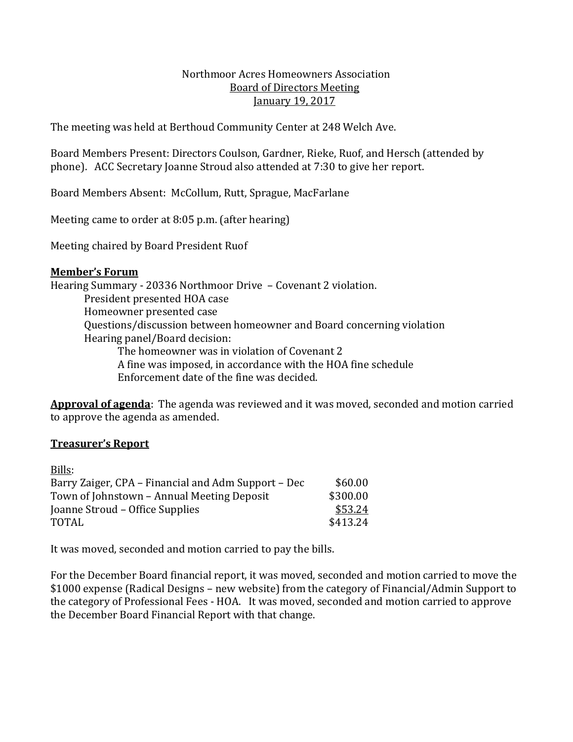Northmoor Acres Homeowners Association
Board of Directors Meeting
January 19, 2017

The meeting was held at Berthoud Community Center at 248 Welch Ave.

Board Members Present: Directors Coulson, Gardner, Rieke, Ruof, and Hersch (attended by phone). ACC Secretary Joanne Stroud also attended at 7:30 to give her report.

Board Members Absent: McCollum, Rutt, Sprague, MacFarlane

Meeting came to order at 8:05 p.m. (after hearing)

Meeting chaired by Board President Ruof

## Member's Forum

Hearing Summary - 20336 Northmoor Drive – Covenant 2 violation.

- President presented HOA case
- Homeowner presented case
- Questions/discussion between homeowner and Board concerning violation
- Hearing panel/Board decision:
  - The homeowner was in violation of Covenant 2
  - A fine was imposed, in accordance with the HOA fine schedule
  - Enforcement date of the fine was decided.

**Approval of agenda**: The agenda was reviewed and it was moved, seconded and motion carried to approve the agenda as amended.

## Treasurer's Report

Bills:

| | |
|---|---:|
| Barry Zaiger, CPA – Financial and Adm Support – Dec | $60.00 |
| Town of Johnstown – Annual Meeting Deposit | $300.00 |
| Joanne Stroud – Office Supplies | $53.24 |
| TOTAL | $413.24 |

It was moved, seconded and motion carried to pay the bills.

For the December Board financial report, it was moved, seconded and motion carried to move the $1000 expense (Radical Designs – new website) from the category of Financial/Admin Support to the category of Professional Fees - HOA. It was moved, seconded and motion carried to approve the December Board Financial Report with that change.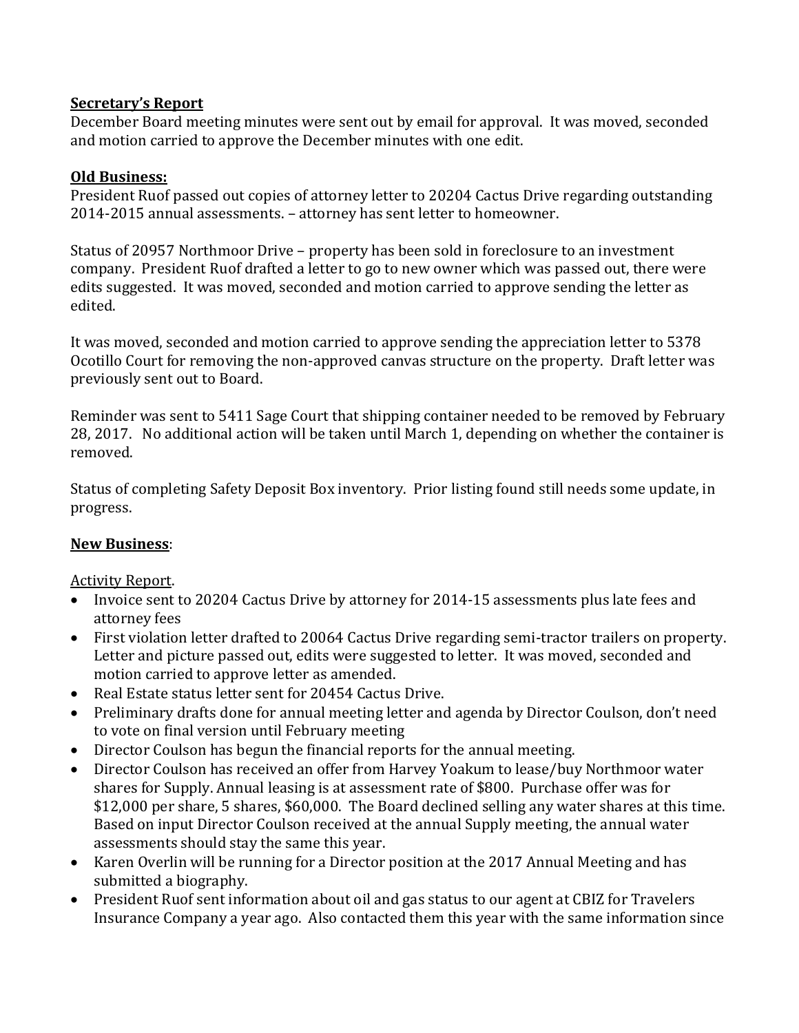**Secretary's Report**

December Board meeting minutes were sent out by email for approval. It was moved, seconded and motion carried to approve the December minutes with one edit.

**Old Business:**

President Ruof passed out copies of attorney letter to 20204 Cactus Drive regarding outstanding 2014-2015 annual assessments. – attorney has sent letter to homeowner.

Status of 20957 Northmoor Drive – property has been sold in foreclosure to an investment company. President Ruof drafted a letter to go to new owner which was passed out, there were edits suggested. It was moved, seconded and motion carried to approve sending the letter as edited.

It was moved, seconded and motion carried to approve sending the appreciation letter to 5378 Ocotillo Court for removing the non-approved canvas structure on the property. Draft letter was previously sent out to Board.

Reminder was sent to 5411 Sage Court that shipping container needed to be removed by February 28, 2017. No additional action will be taken until March 1, depending on whether the container is removed.

Status of completing Safety Deposit Box inventory. Prior listing found still needs some update, in progress.

**New Business**:

Activity Report.

- Invoice sent to 20204 Cactus Drive by attorney for 2014-15 assessments plus late fees and attorney fees
- First violation letter drafted to 20064 Cactus Drive regarding semi-tractor trailers on property. Letter and picture passed out, edits were suggested to letter. It was moved, seconded and motion carried to approve letter as amended.
- Real Estate status letter sent for 20454 Cactus Drive.
- Preliminary drafts done for annual meeting letter and agenda by Director Coulson, don't need to vote on final version until February meeting
- Director Coulson has begun the financial reports for the annual meeting.
- Director Coulson has received an offer from Harvey Yoakum to lease/buy Northmoor water shares for Supply. Annual leasing is at assessment rate of $800. Purchase offer was for $12,000 per share, 5 shares, $60,000. The Board declined selling any water shares at this time. Based on input Director Coulson received at the annual Supply meeting, the annual water assessments should stay the same this year.
- Karen Overlin will be running for a Director position at the 2017 Annual Meeting and has submitted a biography.
- President Ruof sent information about oil and gas status to our agent at CBIZ for Travelers Insurance Company a year ago. Also contacted them this year with the same information since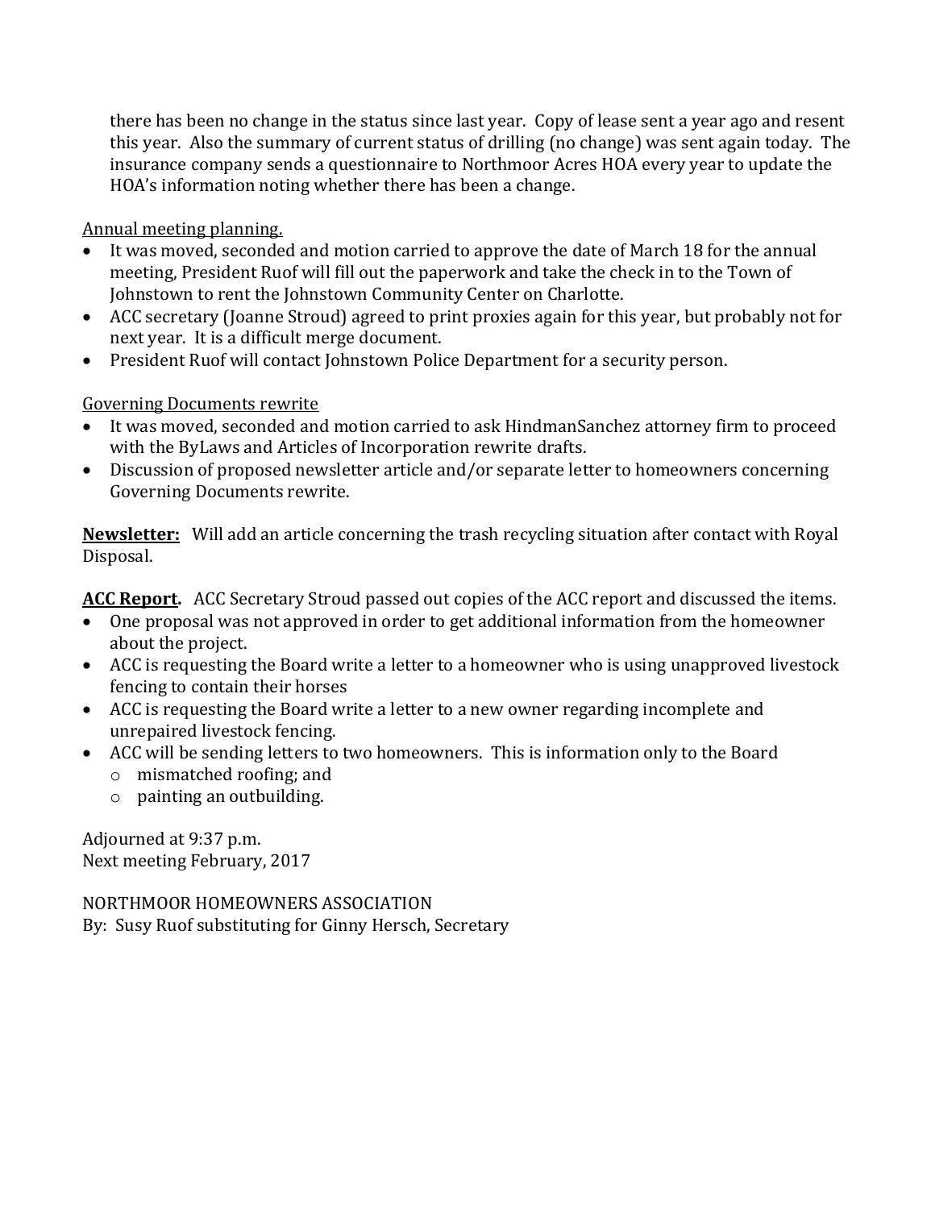there has been no change in the status since last year. Copy of lease sent a year ago and resent this year. Also the summary of current status of drilling (no change) was sent again today. The insurance company sends a questionnaire to Northmoor Acres HOA every year to update the HOA's information noting whether there has been a change.

<u>Annual meeting planning.</u>

- It was moved, seconded and motion carried to approve the date of March 18 for the annual meeting, President Ruof will fill out the paperwork and take the check in to the Town of Johnstown to rent the Johnstown Community Center on Charlotte.
- ACC secretary (Joanne Stroud) agreed to print proxies again for this year, but probably not for next year. It is a difficult merge document.
- President Ruof will contact Johnstown Police Department for a security person.

<u>Governing Documents rewrite</u>

- It was moved, seconded and motion carried to ask HindmanSanchez attorney firm to proceed with the ByLaws and Articles of Incorporation rewrite drafts.
- Discussion of proposed newsletter article and/or separate letter to homeowners concerning Governing Documents rewrite.

**Newsletter:** Will add an article concerning the trash recycling situation after contact with Royal Disposal.

**ACC Report.** ACC Secretary Stroud passed out copies of the ACC report and discussed the items.

- One proposal was not approved in order to get additional information from the homeowner about the project.
- ACC is requesting the Board write a letter to a homeowner who is using unapproved livestock fencing to contain their horses
- ACC is requesting the Board write a letter to a new owner regarding incomplete and unrepaired livestock fencing.
- ACC will be sending letters to two homeowners. This is information only to the Board
  - mismatched roofing; and
  - painting an outbuilding.

Adjourned at 9:37 p.m.
Next meeting February, 2017

NORTHMOOR HOMEOWNERS ASSOCIATION
By: Susy Ruof substituting for Ginny Hersch, Secretary